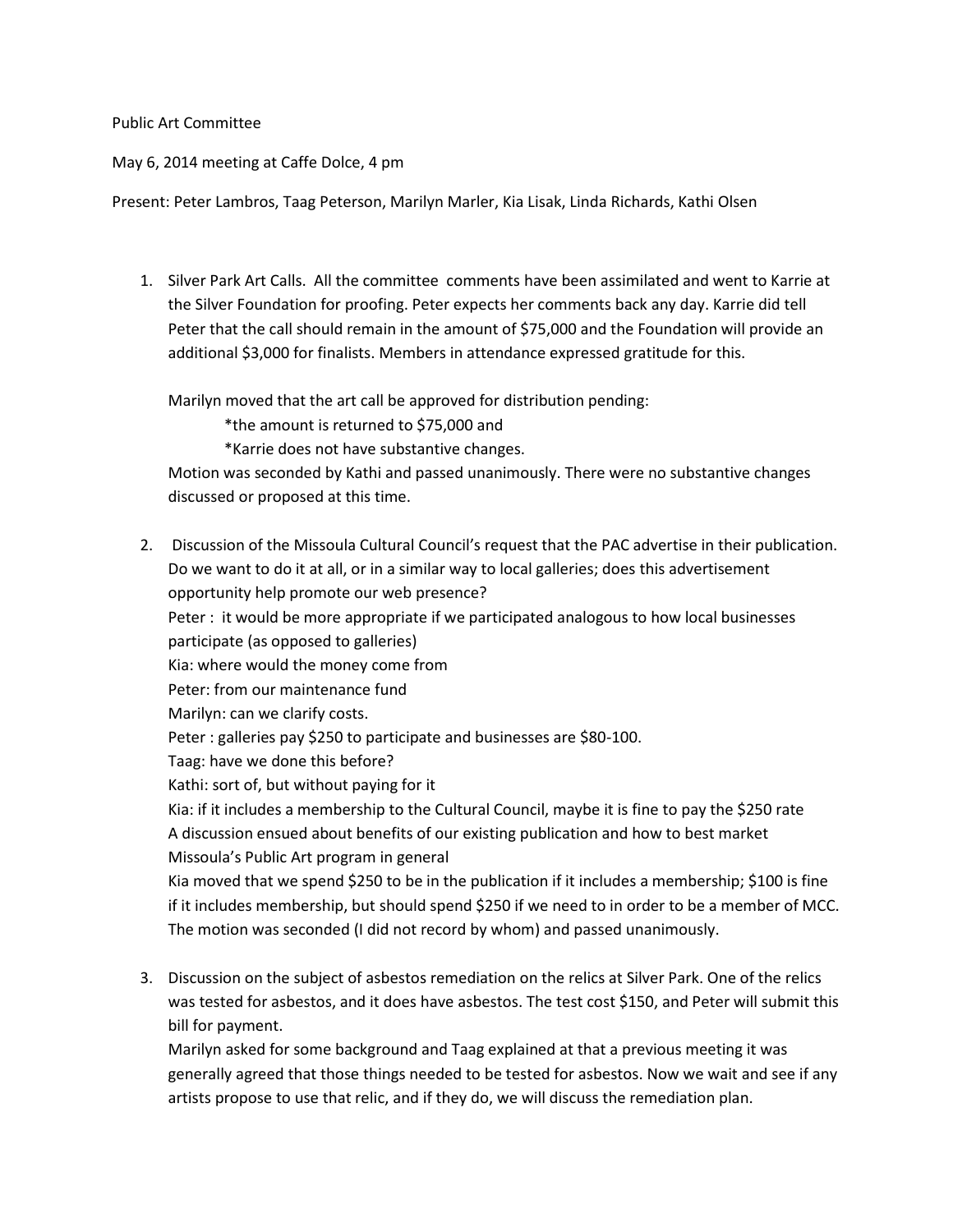Public Art Committee

May 6, 2014 meeting at Caffe Dolce, 4 pm

Present: Peter Lambros, Taag Peterson, Marilyn Marler, Kia Lisak, Linda Richards, Kathi Olsen

1. Silver Park Art Calls. All the committee comments have been assimilated and went to Karrie at the Silver Foundation for proofing. Peter expects her comments back any day. Karrie did tell Peter that the call should remain in the amount of $75,000 and the Foundation will provide an additional $3,000 for finalists. Members in attendance expressed gratitude for this.

   Marilyn moved that the art call be approved for distribution pending:

   *the amount is returned to $75,000 and

   *Karrie does not have substantive changes.

   Motion was seconded by Kathi and passed unanimously. There were no substantive changes discussed or proposed at this time.

2. Discussion of the Missoula Cultural Council's request that the PAC advertise in their publication. Do we want to do it at all, or in a similar way to local galleries; does this advertisement opportunity help promote our web presence?
   Peter : it would be more appropriate if we participated analogous to how local businesses participate (as opposed to galleries)
   Kia: where would the money come from
   Peter: from our maintenance fund
   Marilyn: can we clarify costs.
   Peter : galleries pay $250 to participate and businesses are $80-100.
   Taag: have we done this before?
   Kathi: sort of, but without paying for it
   Kia: if it includes a membership to the Cultural Council, maybe it is fine to pay the $250 rate
   A discussion ensued about benefits of our existing publication and how to best market Missoula's Public Art program in general
   Kia moved that we spend $250 to be in the publication if it includes a membership; $100 is fine if it includes membership, but should spend $250 if we need to in order to be a member of MCC. The motion was seconded (I did not record by whom) and passed unanimously.

3. Discussion on the subject of asbestos remediation on the relics at Silver Park. One of the relics was tested for asbestos, and it does have asbestos. The test cost $150, and Peter will submit this bill for payment.
   Marilyn asked for some background and Taag explained at that a previous meeting it was generally agreed that those things needed to be tested for asbestos. Now we wait and see if any artists propose to use that relic, and if they do, we will discuss the remediation plan.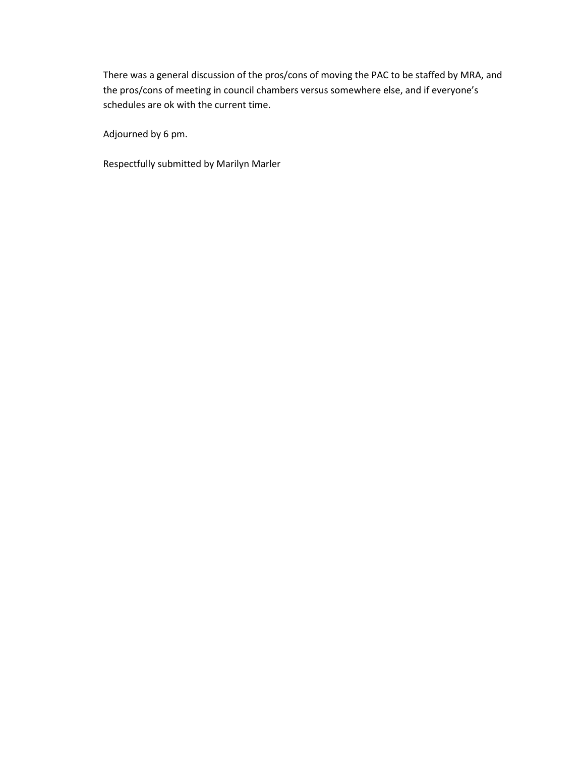There was a general discussion of the pros/cons of moving the PAC to be staffed by MRA, and the pros/cons of meeting in council chambers versus somewhere else, and if everyone's schedules are ok with the current time.

Adjourned by 6 pm.

Respectfully submitted by Marilyn Marler